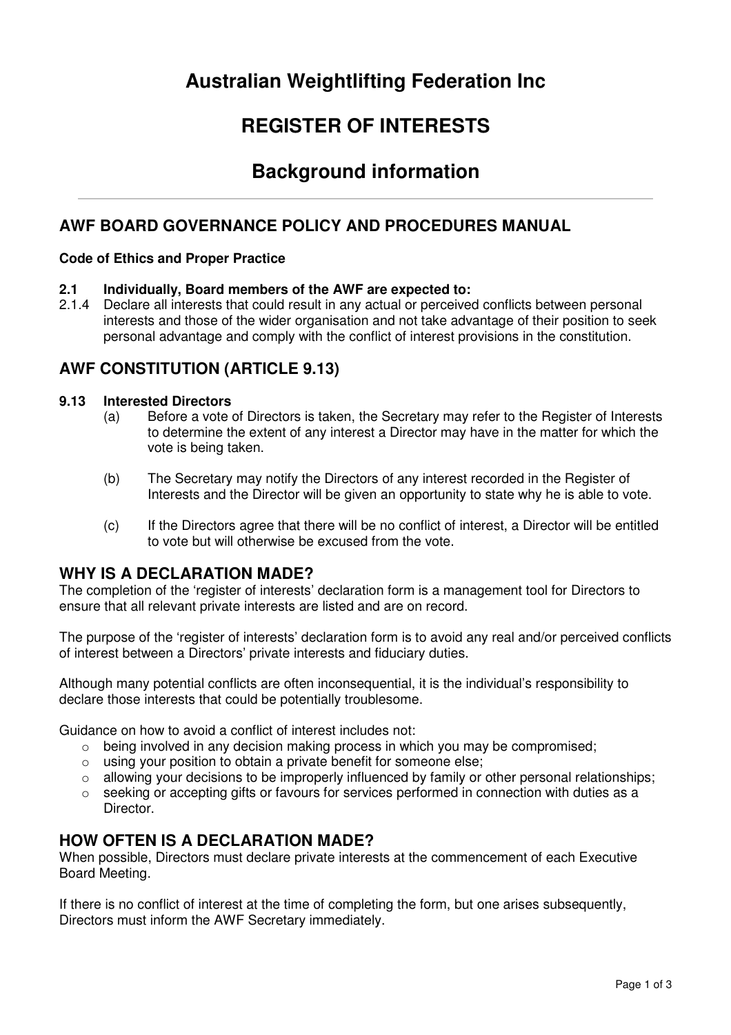# Australian Weightlifting Federation Inc

# REGISTER OF INTERESTS

# Background information

---

## AWF BOARD GOVERNANCE POLICY AND PROCEDURES MANUAL

**Code of Ethics and Proper Practice**

**2.1 Individually, Board members of the AWF are expected to:**

2.1.4 Declare all interests that could result in any actual or perceived conflicts between personal interests and those of the wider organisation and not take advantage of their position to seek personal advantage and comply with the conflict of interest provisions in the constitution.

## AWF CONSTITUTION (ARTICLE 9.13)

**9.13 Interested Directors**

(a) Before a vote of Directors is taken, the Secretary may refer to the Register of Interests to determine the extent of any interest a Director may have in the matter for which the vote is being taken.

(b) The Secretary may notify the Directors of any interest recorded in the Register of Interests and the Director will be given an opportunity to state why he is able to vote.

(c) If the Directors agree that there will be no conflict of interest, a Director will be entitled to vote but will otherwise be excused from the vote.

## WHY IS A DECLARATION MADE?

The completion of the 'register of interests' declaration form is a management tool for Directors to ensure that all relevant private interests are listed and are on record.

The purpose of the 'register of interests' declaration form is to avoid any real and/or perceived conflicts of interest between a Directors' private interests and fiduciary duties.

Although many potential conflicts are often inconsequential, it is the individual's responsibility to declare those interests that could be potentially troublesome.

Guidance on how to avoid a conflict of interest includes not:

- being involved in any decision making process in which you may be compromised;
- using your position to obtain a private benefit for someone else;
- allowing your decisions to be improperly influenced by family or other personal relationships;
- seeking or accepting gifts or favours for services performed in connection with duties as a Director.

## HOW OFTEN IS A DECLARATION MADE?

When possible, Directors must declare private interests at the commencement of each Executive Board Meeting.

If there is no conflict of interest at the time of completing the form, but one arises subsequently, Directors must inform the AWF Secretary immediately.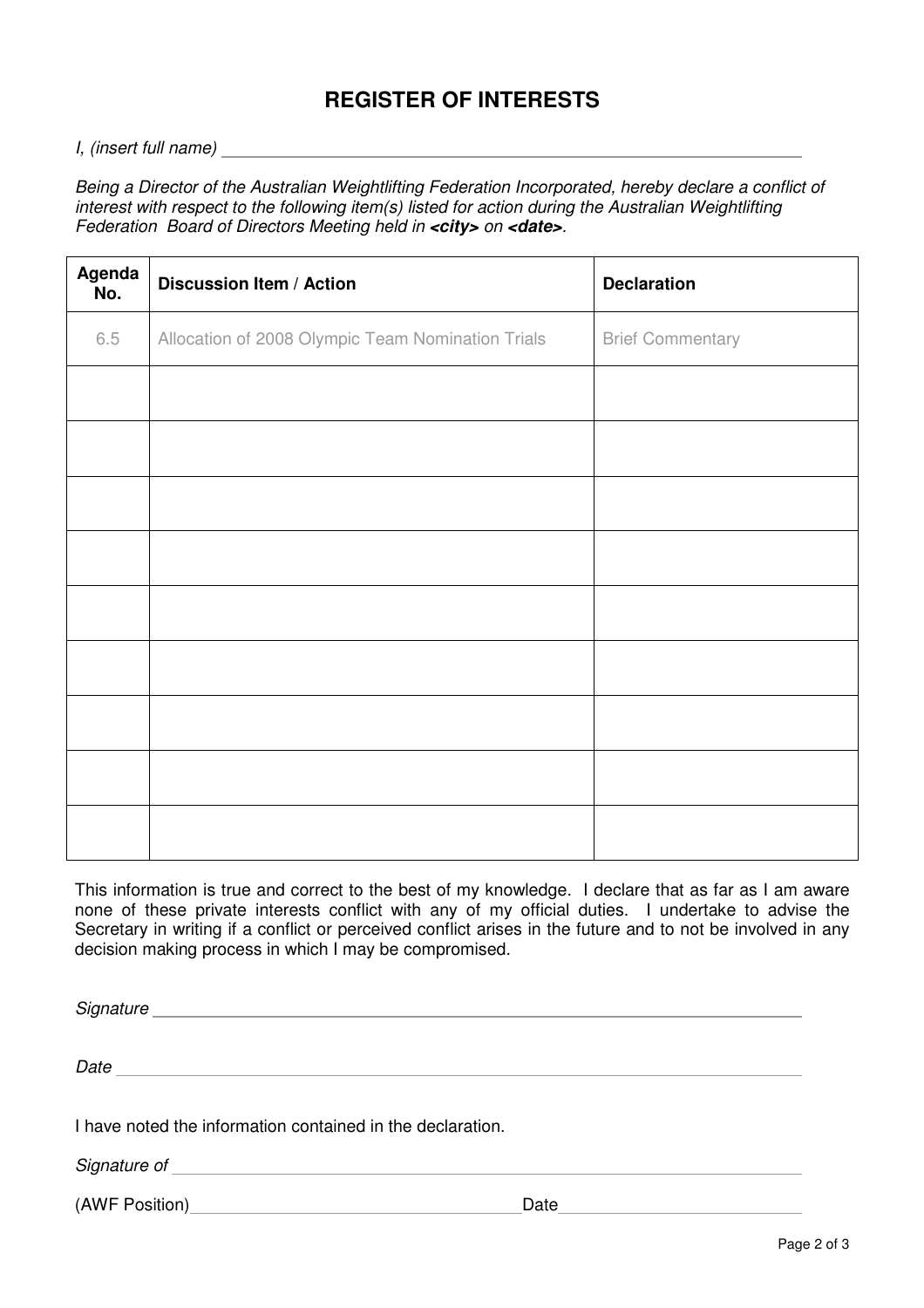# REGISTER OF INTERESTS

*I, (insert full name)* \_\_\_\_\_\_\_\_\_\_\_\_\_\_\_\_\_\_\_\_\_\_\_\_\_\_\_\_\_\_\_\_\_\_\_\_\_\_\_\_

*Being a Director of the Australian Weightlifting Federation Incorporated, hereby declare a conflict of interest with respect to the following item(s) listed for action during the Australian Weightlifting Federation Board of Directors Meeting held in **<city>** on **<date>**.*

| Agenda No. | Discussion Item / Action | Declaration |
|---|---|---|
| 6.5 | Allocation of 2008 Olympic Team Nomination Trials | Brief Commentary |
| | | |
| | | |
| | | |
| | | |
| | | |
| | | |
| | | |
| | | |
| | | |

This information is true and correct to the best of my knowledge. I declare that as far as I am aware none of these private interests conflict with any of my official duties. I undertake to advise the Secretary in writing if a conflict or perceived conflict arises in the future and to not be involved in any decision making process in which I may be compromised.

*Signature* \_\_\_\_\_\_\_\_\_\_\_\_\_\_\_\_\_\_\_\_\_\_\_\_\_\_\_\_\_\_\_\_\_\_\_\_\_\_\_\_

*Date* \_\_\_\_\_\_\_\_\_\_\_\_\_\_\_\_\_\_\_\_\_\_\_\_\_\_\_\_\_\_\_\_\_\_\_\_\_\_\_\_

I have noted the information contained in the declaration.

*Signature of* \_\_\_\_\_\_\_\_\_\_\_\_\_\_\_\_\_\_\_\_\_\_\_\_\_\_\_\_\_\_\_\_\_\_\_\_\_\_\_\_

(AWF Position) \_\_\_\_\_\_\_\_\_\_\_\_\_\_\_\_\_\_\_\_\_\_\_\_ Date \_\_\_\_\_\_\_\_\_\_\_\_\_\_\_\_\_\_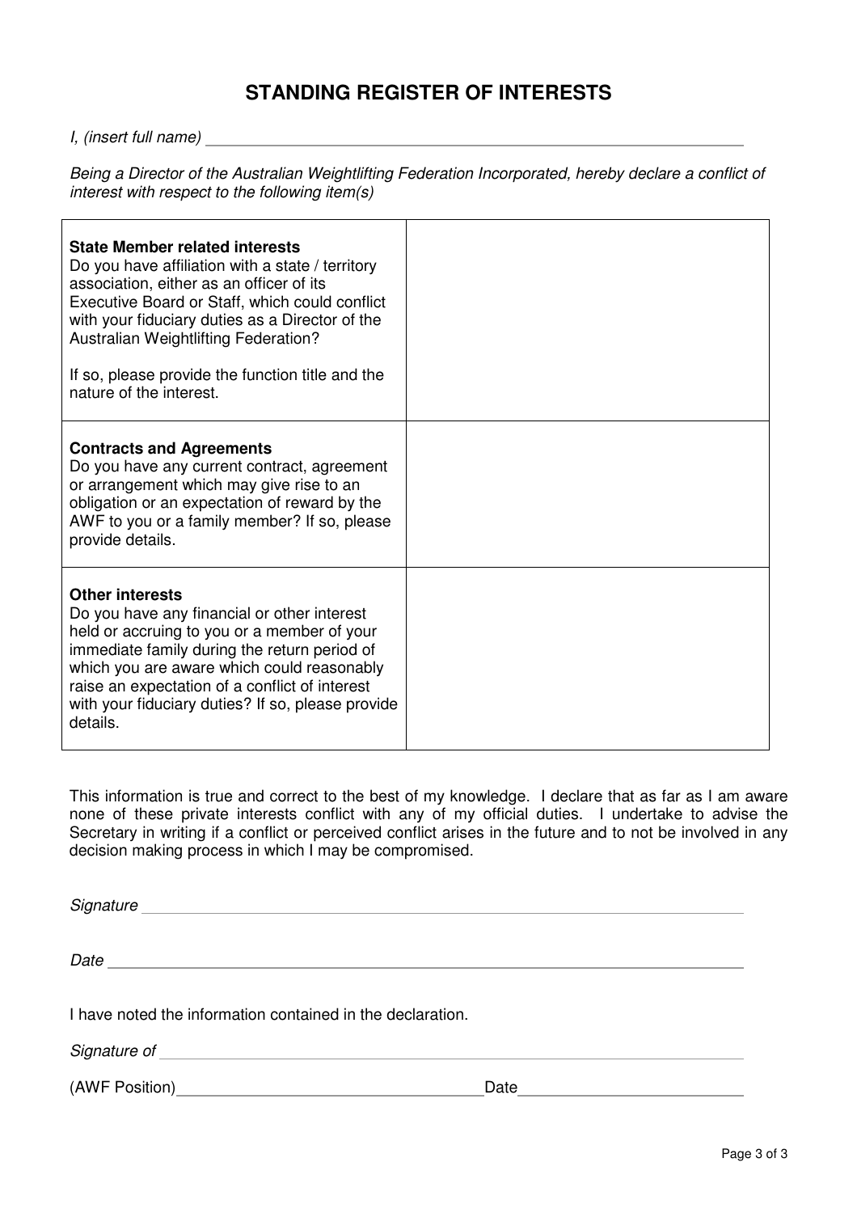# STANDING REGISTER OF INTERESTS

*I, (insert full name)* \_\_\_\_\_\_\_\_\_\_\_\_\_\_\_\_\_\_\_\_\_\_\_\_\_\_\_\_\_\_\_\_\_\_\_\_\_\_\_\_

*Being a Director of the Australian Weightlifting Federation Incorporated, hereby declare a conflict of interest with respect to the following item(s)*

| | |
|---|---|
| **State Member related interests**<br>Do you have affiliation with a state / territory association, either as an officer of its Executive Board or Staff, which could conflict with your fiduciary duties as a Director of the Australian Weightlifting Federation?<br><br>If so, please provide the function title and the nature of the interest. | |
| **Contracts and Agreements**<br>Do you have any current contract, agreement or arrangement which may give rise to an obligation or an expectation of reward by the AWF to you or a family member? If so, please provide details. | |
| **Other interests**<br>Do you have any financial or other interest held or accruing to you or a member of your immediate family during the return period of which you are aware which could reasonably raise an expectation of a conflict of interest with your fiduciary duties? If so, please provide details. | |

This information is true and correct to the best of my knowledge. I declare that as far as I am aware none of these private interests conflict with any of my official duties. I undertake to advise the Secretary in writing if a conflict or perceived conflict arises in the future and to not be involved in any decision making process in which I may be compromised.

*Signature* \_\_\_\_\_\_\_\_\_\_\_\_\_\_\_\_\_\_\_\_\_\_\_\_\_\_\_\_\_\_\_\_\_\_\_\_\_\_\_\_

*Date* \_\_\_\_\_\_\_\_\_\_\_\_\_\_\_\_\_\_\_\_\_\_\_\_\_\_\_\_\_\_\_\_\_\_\_\_\_\_\_\_

I have noted the information contained in the declaration.

*Signature of* \_\_\_\_\_\_\_\_\_\_\_\_\_\_\_\_\_\_\_\_\_\_\_\_\_\_\_\_\_\_\_\_\_\_\_\_\_\_\_\_

(AWF Position)\_\_\_\_\_\_\_\_\_\_\_\_\_\_\_\_\_\_\_\_\_\_\_\_ Date\_\_\_\_\_\_\_\_\_\_\_\_\_\_\_\_\_\_\_\_